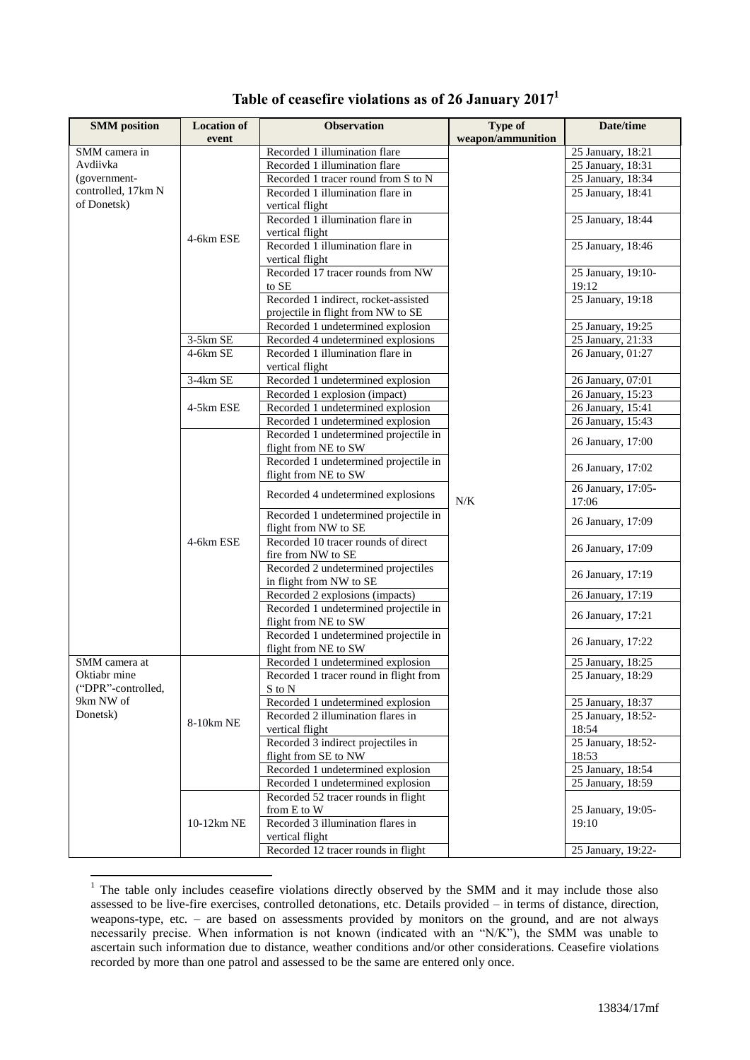# Table of ceasefire violations as of 26 January 2017[1]

| SMM position | Location of event | Observation | Type of weapon/ammunition | Date/time |
|---|---|---|---|---|
| SMM camera in Avdiivka (government-controlled, 17km N of Donetsk) | 4-6km ESE | Recorded 1 illumination flare | N/K | 25 January, 18:21 |
| | | Recorded 1 illumination flare | | 25 January, 18:31 |
| | | Recorded 1 tracer round from S to N | | 25 January, 18:34 |
| | | Recorded 1 illumination flare in vertical flight | | 25 January, 18:41 |
| | | Recorded 1 illumination flare in vertical flight | | 25 January, 18:44 |
| | | Recorded 1 illumination flare in vertical flight | | 25 January, 18:46 |
| | | Recorded 17 tracer rounds from NW to SE | | 25 January, 19:10-19:12 |
| | | Recorded 1 indirect, rocket-assisted projectile in flight from NW to SE | | 25 January, 19:18 |
| | | Recorded 1 undetermined explosion | | 25 January, 19:25 |
| | 3-5km SE | Recorded 4 undetermined explosions | | 25 January, 21:33 |
| | 4-6km SE | Recorded 1 illumination flare in vertical flight | | 26 January, 01:27 |
| | 3-4km SE | Recorded 1 undetermined explosion | | 26 January, 07:01 |
| | 4-5km ESE | Recorded 1 explosion (impact) | | 26 January, 15:23 |
| | | Recorded 1 undetermined explosion | | 26 January, 15:41 |
| | | Recorded 1 undetermined explosion | | 26 January, 15:43 |
| | 4-6km ESE | Recorded 1 undetermined projectile in flight from NE to SW | | 26 January, 17:00 |
| | | Recorded 1 undetermined projectile in flight from NE to SW | | 26 January, 17:02 |
| | | Recorded 4 undetermined explosions | | 26 January, 17:05-17:06 |
| | | Recorded 1 undetermined projectile in flight from NW to SE | | 26 January, 17:09 |
| | | Recorded 10 tracer rounds of direct fire from NW to SE | | 26 January, 17:09 |
| | | Recorded 2 undetermined projectiles in flight from NW to SE | | 26 January, 17:19 |
| | | Recorded 2 explosions (impacts) | | 26 January, 17:19 |
| | | Recorded 1 undetermined projectile in flight from NE to SW | | 26 January, 17:21 |
| | | Recorded 1 undetermined projectile in flight from NE to SW | | 26 January, 17:22 |
| SMM camera at Oktiabr mine ("DPR"-controlled, 9km NW of Donetsk) | 8-10km NE | Recorded 1 undetermined explosion | | 25 January, 18:25 |
| | | Recorded 1 tracer round in flight from S to N | | 25 January, 18:29 |
| | | Recorded 1 undetermined explosion | | 25 January, 18:37 |
| | | Recorded 2 illumination flares in vertical flight | | 25 January, 18:52-18:54 |
| | | Recorded 3 indirect projectiles in flight from SE to NW | | 25 January, 18:52-18:53 |
| | | Recorded 1 undetermined explosion | | 25 January, 18:54 |
| | | Recorded 1 undetermined explosion | | 25 January, 18:59 |
| | 10-12km NE | Recorded 52 tracer rounds in flight from E to W | | 25 January, 19:05-19:10 |
| | | Recorded 3 illumination flares in vertical flight | | |
| | | Recorded 12 tracer rounds in flight | | 25 January, 19:22- |

[1] The table only includes ceasefire violations directly observed by the SMM and it may include those also assessed to be live-fire exercises, controlled detonations, etc. Details provided – in terms of distance, direction, weapons-type, etc. – are based on assessments provided by monitors on the ground, and are not always necessarily precise. When information is not known (indicated with an "N/K"), the SMM was unable to ascertain such information due to distance, weather conditions and/or other considerations. Ceasefire violations recorded by more than one patrol and assessed to be the same are entered only once.

13834/17mf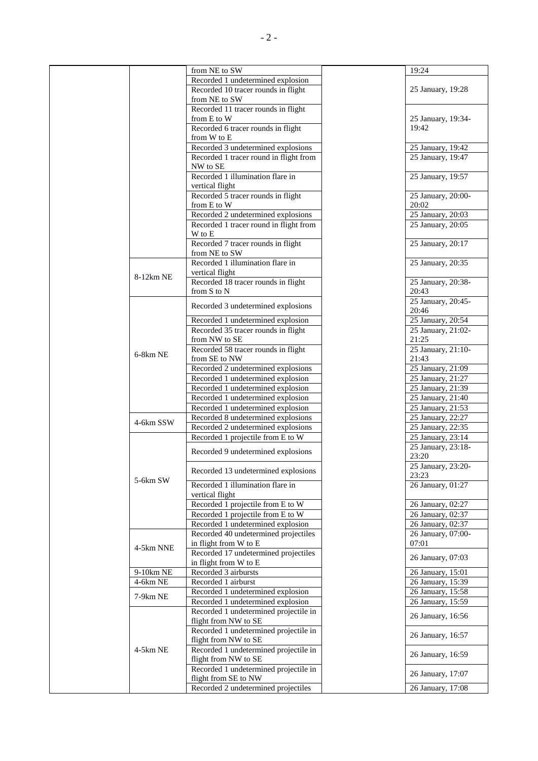| | | | | |
|---|---|---|---|---|
| | | from NE to SW | | 19:24 |
| | | Recorded 1 undetermined explosion | | 25 January, 19:28 |
| | | Recorded 10 tracer rounds in flight from NE to SW | | |
| | | Recorded 11 tracer rounds in flight from E to W | | 25 January, 19:34-19:42 |
| | | Recorded 6 tracer rounds in flight from W to E | | |
| | | Recorded 3 undetermined explosions | | 25 January, 19:42 |
| | | Recorded 1 tracer round in flight from NW to SE | | 25 January, 19:47 |
| | | Recorded 1 illumination flare in vertical flight | | 25 January, 19:57 |
| | | Recorded 5 tracer rounds in flight from E to W | | 25 January, 20:00-20:02 |
| | | Recorded 2 undetermined explosions | | 25 January, 20:03 |
| | | Recorded 1 tracer round in flight from W to E | | 25 January, 20:05 |
| | | Recorded 7 tracer rounds in flight from NE to SW | | 25 January, 20:17 |
| | 8-12km NE | Recorded 1 illumination flare in vertical flight | | 25 January, 20:35 |
| | | Recorded 18 tracer rounds in flight from S to N | | 25 January, 20:38-20:43 |
| | 6-8km NE | Recorded 3 undetermined explosions | | 25 January, 20:45-20:46 |
| | | Recorded 1 undetermined explosion | | 25 January, 20:54 |
| | | Recorded 35 tracer rounds in flight from NW to SE | | 25 January, 21:02-21:25 |
| | | Recorded 58 tracer rounds in flight from SE to NW | | 25 January, 21:10-21:43 |
| | | Recorded 2 undetermined explosions | | 25 January, 21:09 |
| | | Recorded 1 undetermined explosion | | 25 January, 21:27 |
| | | Recorded 1 undetermined explosion | | 25 January, 21:39 |
| | | Recorded 1 undetermined explosion | | 25 January, 21:40 |
| | | Recorded 1 undetermined explosion | | 25 January, 21:53 |
| | 4-6km SSW | Recorded 8 undetermined explosions | | 25 January, 22:27 |
| | | Recorded 2 undetermined explosions | | 25 January, 22:35 |
| | 5-6km SW | Recorded 1 projectile from E to W | | 25 January, 23:14 |
| | | Recorded 9 undetermined explosions | | 25 January, 23:18-23:20 |
| | | Recorded 13 undetermined explosions | | 25 January, 23:20-23:23 |
| | | Recorded 1 illumination flare in vertical flight | | 26 January, 01:27 |
| | | Recorded 1 projectile from E to W | | 26 January, 02:27 |
| | | Recorded 1 projectile from E to W | | 26 January, 02:37 |
| | | Recorded 1 undetermined explosion | | 26 January, 02:37 |
| | 4-5km NNE | Recorded 40 undetermined projectiles in flight from W to E | | 26 January, 07:00-07:01 |
| | | Recorded 17 undetermined projectiles in flight from W to E | | 26 January, 07:03 |
| | 9-10km NE | Recorded 3 airbursts | | 26 January, 15:01 |
| | 4-6km NE | Recorded 1 airburst | | 26 January, 15:39 |
| | 7-9km NE | Recorded 1 undetermined explosion | | 26 January, 15:58 |
| | | Recorded 1 undetermined explosion | | 26 January, 15:59 |
| | 4-5km NE | Recorded 1 undetermined projectile in flight from NW to SE | | 26 January, 16:56 |
| | | Recorded 1 undetermined projectile in flight from NW to SE | | 26 January, 16:57 |
| | | Recorded 1 undetermined projectile in flight from NW to SE | | 26 January, 16:59 |
| | | Recorded 1 undetermined projectile in flight from SE to NW | | 26 January, 17:07 |
| | | Recorded 2 undetermined projectiles | | 26 January, 17:08 |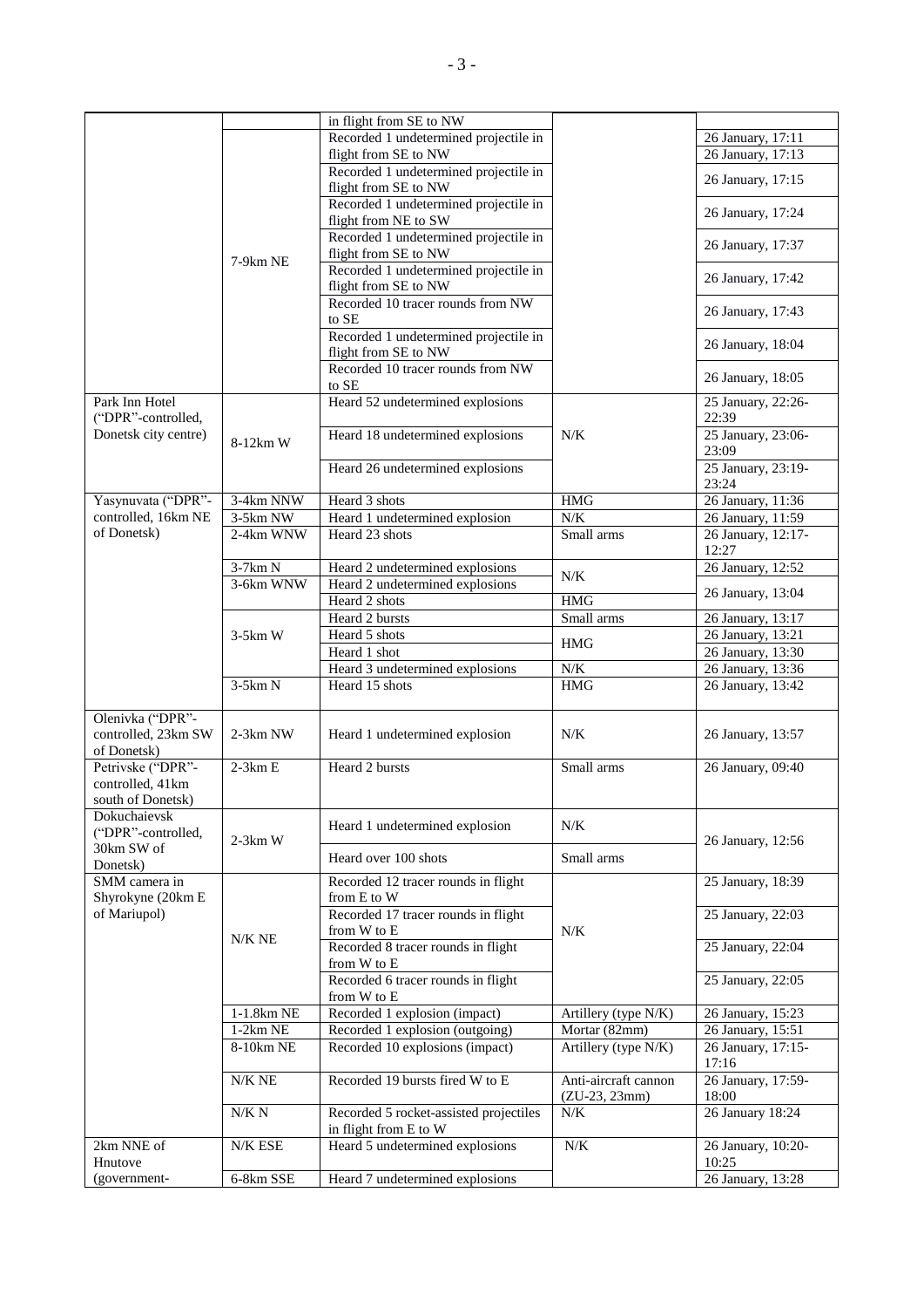| | | in flight from SE to NW | | |
|---|---|---|---|---|
| | 7-9km NE | Recorded 1 undetermined projectile in flight from SE to NW | | 26 January, 17:11<br>26 January, 17:13 |
| | | Recorded 1 undetermined projectile in flight from SE to NW | | 26 January, 17:15 |
| | | Recorded 1 undetermined projectile in flight from NE to SW | | 26 January, 17:24 |
| | | Recorded 1 undetermined projectile in flight from SE to NW | | 26 January, 17:37 |
| | | Recorded 1 undetermined projectile in flight from SE to NW | | 26 January, 17:42 |
| | | Recorded 10 tracer rounds from NW to SE | | 26 January, 17:43 |
| | | Recorded 1 undetermined projectile in flight from SE to NW | | 26 January, 18:04 |
| | | Recorded 10 tracer rounds from NW to SE | | 26 January, 18:05 |
| Park Inn Hotel ("DPR"-controlled, Donetsk city centre) | 8-12km W | Heard 52 undetermined explosions | N/K | 25 January, 22:26-22:39 |
| | | Heard 18 undetermined explosions | | 25 January, 23:06-23:09 |
| | | Heard 26 undetermined explosions | | 25 January, 23:19-23:24 |
| Yasynuvata ("DPR"-controlled, 16km NE of Donetsk) | 3-4km NNW | Heard 3 shots | HMG | 26 January, 11:36 |
| | 3-5km NW | Heard 1 undetermined explosion | N/K | 26 January, 11:59 |
| | 2-4km WNW | Heard 23 shots | Small arms | 26 January, 12:17-12:27 |
| | 3-7km N | Heard 2 undetermined explosions | N/K | 26 January, 12:52 |
| | 3-6km WNW | Heard 2 undetermined explosions | | 26 January, 13:04 |
| | | Heard 2 shots | HMG | |
| | 3-5km W | Heard 2 bursts | Small arms | 26 January, 13:17 |
| | | Heard 5 shots | HMG | 26 January, 13:21 |
| | | Heard 1 shot | | 26 January, 13:30 |
| | | Heard 3 undetermined explosions | N/K | 26 January, 13:36 |
| | 3-5km N | Heard 15 shots | HMG | 26 January, 13:42 |
| Olenivka ("DPR"-controlled, 23km SW of Donetsk) | 2-3km NW | Heard 1 undetermined explosion | N/K | 26 January, 13:57 |
| Petrivske ("DPR"-controlled, 41km south of Donetsk) | 2-3km E | Heard 2 bursts | Small arms | 26 January, 09:40 |
| Dokuchaievsk ("DPR"-controlled, 30km SW of Donetsk) | 2-3km W | Heard 1 undetermined explosion | N/K | 26 January, 12:56 |
| | | Heard over 100 shots | Small arms | |
| SMM camera in Shyrokyne (20km E of Mariupol) | N/K NE | Recorded 12 tracer rounds in flight from E to W | N/K | 25 January, 18:39 |
| | | Recorded 17 tracer rounds in flight from W to E | | 25 January, 22:03 |
| | | Recorded 8 tracer rounds in flight from W to E | | 25 January, 22:04 |
| | | Recorded 6 tracer rounds in flight from W to E | | 25 January, 22:05 |
| | 1-1.8km NE | Recorded 1 explosion (impact) | Artillery (type N/K) | 26 January, 15:23 |
| | 1-2km NE | Recorded 1 explosion (outgoing) | Mortar (82mm) | 26 January, 15:51 |
| | 8-10km NE | Recorded 10 explosions (impact) | Artillery (type N/K) | 26 January, 17:15-17:16 |
| | N/K NE | Recorded 19 bursts fired W to E | Anti-aircraft cannon (ZU-23, 23mm) | 26 January, 17:59-18:00 |
| | N/K N | Recorded 5 rocket-assisted projectiles in flight from E to W | N/K | 26 January 18:24 |
| 2km NNE of Hnutove (government- | N/K ESE | Heard 5 undetermined explosions | N/K | 26 January, 10:20-10:25 |
| | 6-8km SSE | Heard 7 undetermined explosions | | 26 January, 13:28 |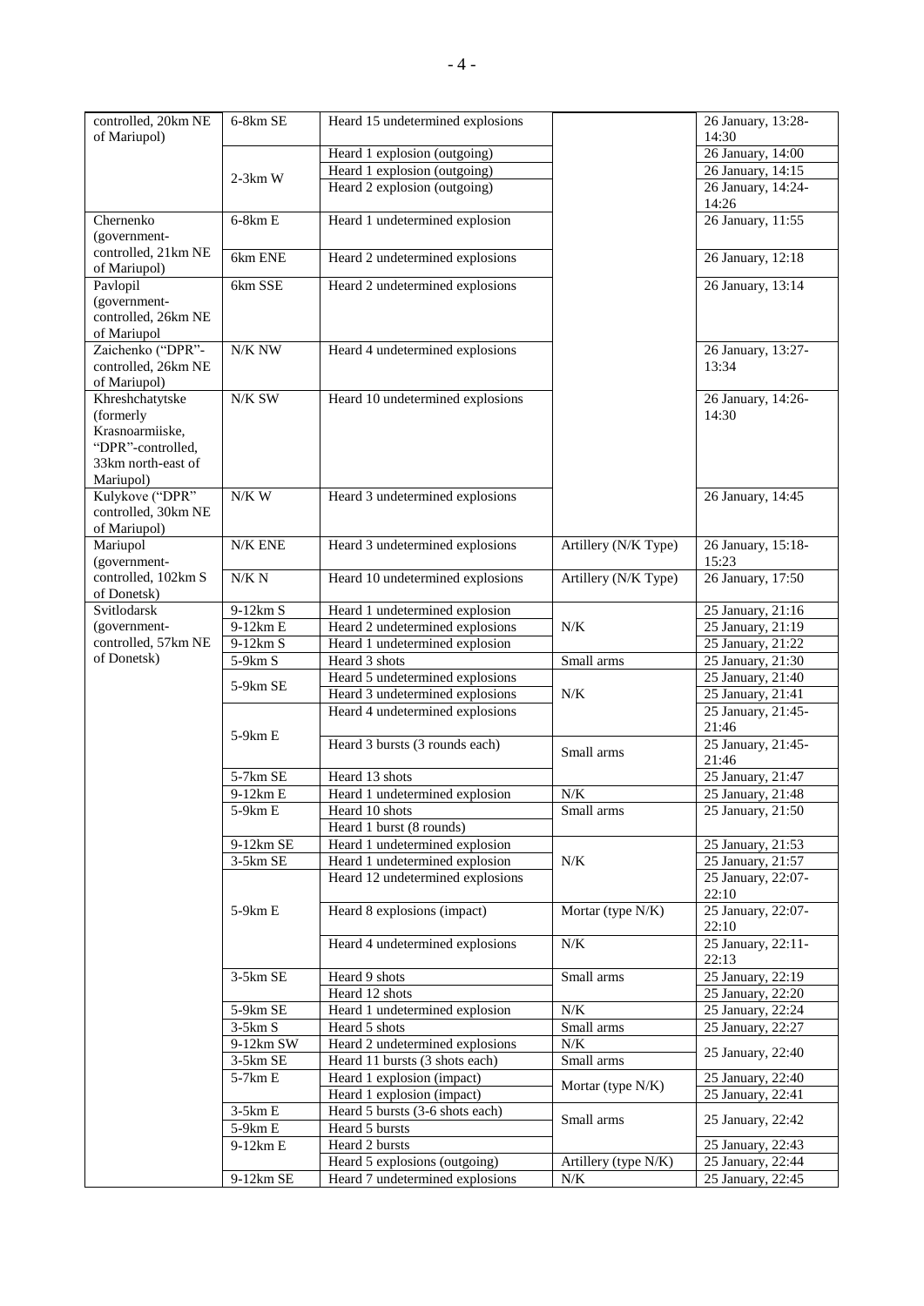| controlled, 20km NE of Mariupol) | 6-8km SE | Heard 15 undetermined explosions | | 26 January, 13:28-14:30 |
|---|---|---|---|---|
| | 2-3km W | Heard 1 explosion (outgoing) | | 26 January, 14:00 |
| | | Heard 1 explosion (outgoing) | | 26 January, 14:15 |
| | | Heard 2 explosion (outgoing) | | 26 January, 14:24-14:26 |
| Chernenko (government-controlled, 21km NE of Mariupol) | 6-8km E | Heard 1 undetermined explosion | | 26 January, 11:55 |
| | 6km ENE | Heard 2 undetermined explosions | | 26 January, 12:18 |
| Pavlopil (government-controlled, 26km NE of Mariupol | 6km SSE | Heard 2 undetermined explosions | | 26 January, 13:14 |
| Zaichenko ("DPR"-controlled, 26km NE of Mariupol) | N/K NW | Heard 4 undetermined explosions | | 26 January, 13:27-13:34 |
| Khreshchatytske (formerly Krasnoarmiiske, "DPR"-controlled, 33km north-east of Mariupol) | N/K SW | Heard 10 undetermined explosions | | 26 January, 14:26-14:30 |
| Kulykove ("DPR" controlled, 30km NE of Mariupol) | N/K W | Heard 3 undetermined explosions | | 26 January, 14:45 |
| Mariupol (government-controlled, 102km S of Donetsk) | N/K ENE | Heard 3 undetermined explosions | Artillery (N/K Type) | 26 January, 15:18-15:23 |
| | N/K N | Heard 10 undetermined explosions | Artillery (N/K Type) | 26 January, 17:50 |
| Svitlodarsk (government-controlled, 57km NE of Donetsk) | 9-12km S | Heard 1 undetermined explosion | N/K | 25 January, 21:16 |
| | 9-12km E | Heard 2 undetermined explosions | | 25 January, 21:19 |
| | 9-12km S | Heard 1 undetermined explosion | | 25 January, 21:22 |
| | 5-9km S | Heard 3 shots | Small arms | 25 January, 21:30 |
| | 5-9km SE | Heard 5 undetermined explosions | N/K | 25 January, 21:40 |
| | | Heard 3 undetermined explosions | | 25 January, 21:41 |
| | 5-9km E | Heard 4 undetermined explosions | | 25 January, 21:45-21:46 |
| | | Heard 3 bursts (3 rounds each) | Small arms | 25 January, 21:45-21:46 |
| | 5-7km SE | Heard 13 shots | | 25 January, 21:47 |
| | 9-12km E | Heard 1 undetermined explosion | N/K | 25 January, 21:48 |
| | 5-9km E | Heard 10 shots | Small arms | 25 January, 21:50 |
| | | Heard 1 burst (8 rounds) | | |
| | 9-12km SE | Heard 1 undetermined explosion | N/K | 25 January, 21:53 |
| | 3-5km SE | Heard 1 undetermined explosion | | 25 January, 21:57 |
| | 5-9km E | Heard 12 undetermined explosions | | 25 January, 22:07-22:10 |
| | | Heard 8 explosions (impact) | Mortar (type N/K) | 25 January, 22:07-22:10 |
| | | Heard 4 undetermined explosions | N/K | 25 January, 22:11-22:13 |
| | 3-5km SE | Heard 9 shots | Small arms | 25 January, 22:19 |
| | | Heard 12 shots | | 25 January, 22:20 |
| | 5-9km SE | Heard 1 undetermined explosion | N/K | 25 January, 22:24 |
| | 3-5km S | Heard 5 shots | Small arms | 25 January, 22:27 |
| | 9-12km SW | Heard 2 undetermined explosions | N/K | 25 January, 22:40 |
| | 3-5km SE | Heard 11 bursts (3 shots each) | Small arms | |
| | 5-7km E | Heard 1 explosion (impact) | Mortar (type N/K) | 25 January, 22:40 |
| | | Heard 1 explosion (impact) | | 25 January, 22:41 |
| | 3-5km E | Heard 5 bursts (3-6 shots each) | Small arms | 25 January, 22:42 |
| | 5-9km E | Heard 5 bursts | | |
| | 9-12km E | Heard 2 bursts | | 25 January, 22:43 |
| | | Heard 5 explosions (outgoing) | Artillery (type N/K) | 25 January, 22:44 |
| | 9-12km SE | Heard 7 undetermined explosions | N/K | 25 January, 22:45 |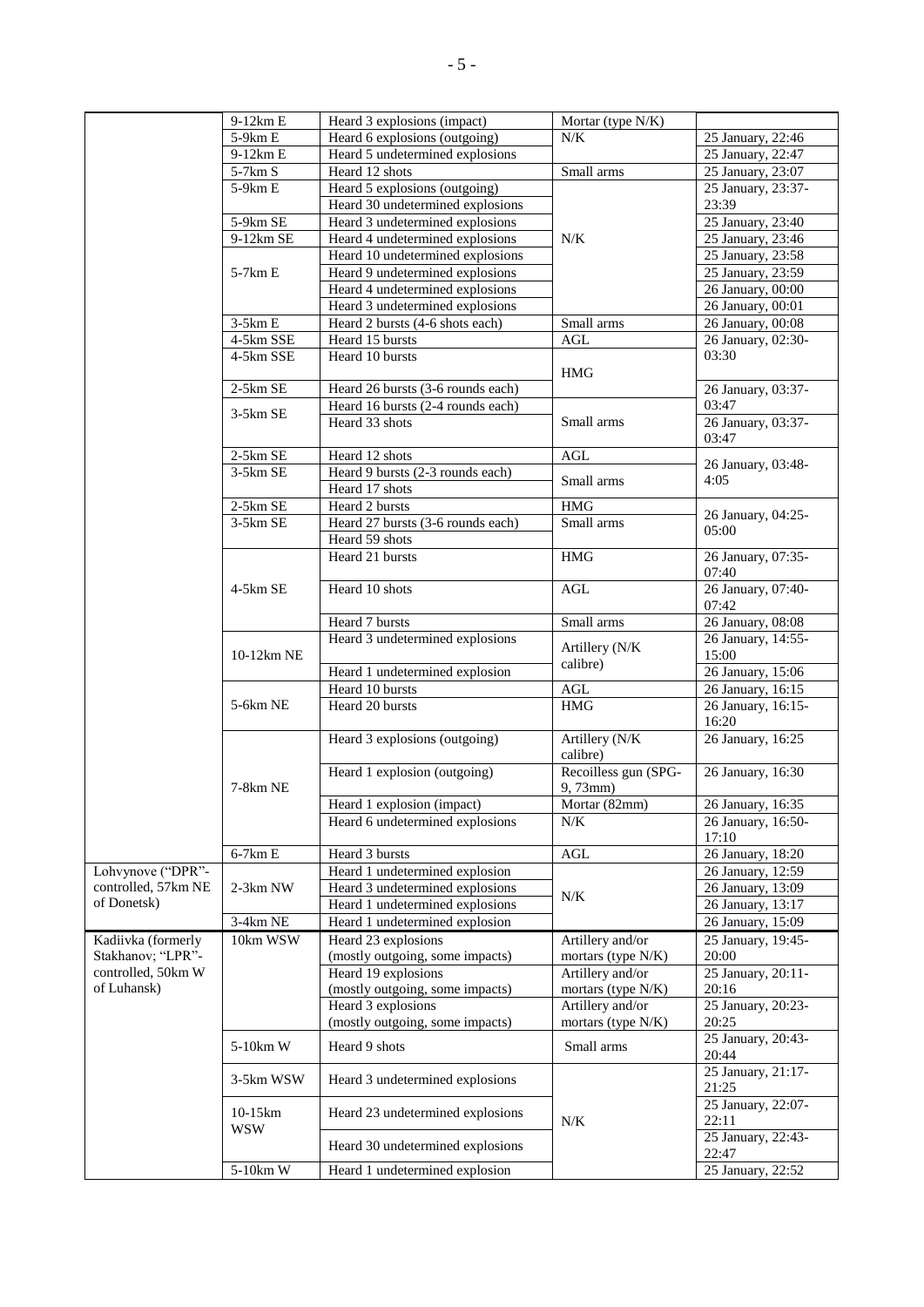| | | | | |
|---|---|---|---|---|
| | 9-12km E | Heard 3 explosions (impact) | Mortar (type N/K) | |
| | 5-9km E | Heard 6 explosions (outgoing) | N/K | 25 January, 22:46 |
| | 9-12km E | Heard 5 undetermined explosions | | 25 January, 22:47 |
| | 5-7km S | Heard 12 shots | Small arms | 25 January, 23:07 |
| | 5-9km E | Heard 5 explosions (outgoing) | N/K | 25 January, 23:37-23:39 |
| | | Heard 30 undetermined explosions | | |
| | 5-9km SE | Heard 3 undetermined explosions | | 25 January, 23:40 |
| | 9-12km SE | Heard 4 undetermined explosions | | 25 January, 23:46 |
| | 5-7km E | Heard 10 undetermined explosions | | 25 January, 23:58 |
| | | Heard 9 undetermined explosions | | 25 January, 23:59 |
| | | Heard 4 undetermined explosions | | 26 January, 00:00 |
| | | Heard 3 undetermined explosions | | 26 January, 00:01 |
| | 3-5km E | Heard 2 bursts (4-6 shots each) | Small arms | 26 January, 00:08 |
| | 4-5km SSE | Heard 15 bursts | AGL | 26 January, 02:30-03:30 |
| | 4-5km SSE | Heard 10 bursts | HMG | |
| | 2-5km SE | Heard 26 bursts (3-6 rounds each) | | 26 January, 03:37-03:47 |
| | 3-5km SE | Heard 16 bursts (2-4 rounds each) | Small arms | |
| | | Heard 33 shots | | 26 January, 03:37-03:47 |
| | 2-5km SE | Heard 12 shots | AGL | 26 January, 03:48-4:05 |
| | 3-5km SE | Heard 9 bursts (2-3 rounds each) | Small arms | |
| | | Heard 17 shots | | |
| | 2-5km SE | Heard 2 bursts | HMG | 26 January, 04:25-05:00 |
| | 3-5km SE | Heard 27 bursts (3-6 rounds each) | Small arms | |
| | | Heard 59 shots | | |
| | 4-5km SE | Heard 21 bursts | HMG | 26 January, 07:35-07:40 |
| | | Heard 10 shots | AGL | 26 January, 07:40-07:42 |
| | | Heard 7 bursts | Small arms | 26 January, 08:08 |
| | 10-12km NE | Heard 3 undetermined explosions | Artillery (N/K calibre) | 26 January, 14:55-15:00 |
| | | Heard 1 undetermined explosion | | 26 January, 15:06 |
| | 5-6km NE | Heard 10 bursts | AGL | 26 January, 16:15 |
| | | Heard 20 bursts | HMG | 26 January, 16:15-16:20 |
| | 7-8km NE | Heard 3 explosions (outgoing) | Artillery (N/K calibre) | 26 January, 16:25 |
| | | Heard 1 explosion (outgoing) | Recoilless gun (SPG-9, 73mm) | 26 January, 16:30 |
| | | Heard 1 explosion (impact) | Mortar (82mm) | 26 January, 16:35 |
| | | Heard 6 undetermined explosions | N/K | 26 January, 16:50-17:10 |
| | 6-7km E | Heard 3 bursts | AGL | 26 January, 18:20 |
| Lohvynove ("DPR"-controlled, 57km NE of Donetsk) | 2-3km NW | Heard 1 undetermined explosion | N/K | 26 January, 12:59 |
| | | Heard 3 undetermined explosions | | 26 January, 13:09 |
| | | Heard 1 undetermined explosion | | 26 January, 13:17 |
| | 3-4km NE | Heard 1 undetermined explosion | | 26 January, 15:09 |
| Kadiivka (formerly Stakhanov; "LPR"-controlled, 50km W of Luhansk) | 10km WSW | Heard 23 explosions (mostly outgoing, some impacts) | Artillery and/or mortars (type N/K) | 25 January, 19:45-20:00 |
| | | Heard 19 explosions (mostly outgoing, some impacts) | Artillery and/or mortars (type N/K) | 25 January, 20:11-20:16 |
| | | Heard 3 explosions (mostly outgoing, some impacts) | Artillery and/or mortars (type N/K) | 25 January, 20:23-20:25 |
| | 5-10km W | Heard 9 shots | Small arms | 25 January, 20:43-20:44 |
| | 3-5km WSW | Heard 3 undetermined explosions | N/K | 25 January, 21:17-21:25 |
| | 10-15km WSW | Heard 23 undetermined explosions | | 25 January, 22:07-22:11 |
| | | Heard 30 undetermined explosions | | 25 January, 22:43-22:47 |
| | 5-10km W | Heard 1 undetermined explosion | | 25 January, 22:52 |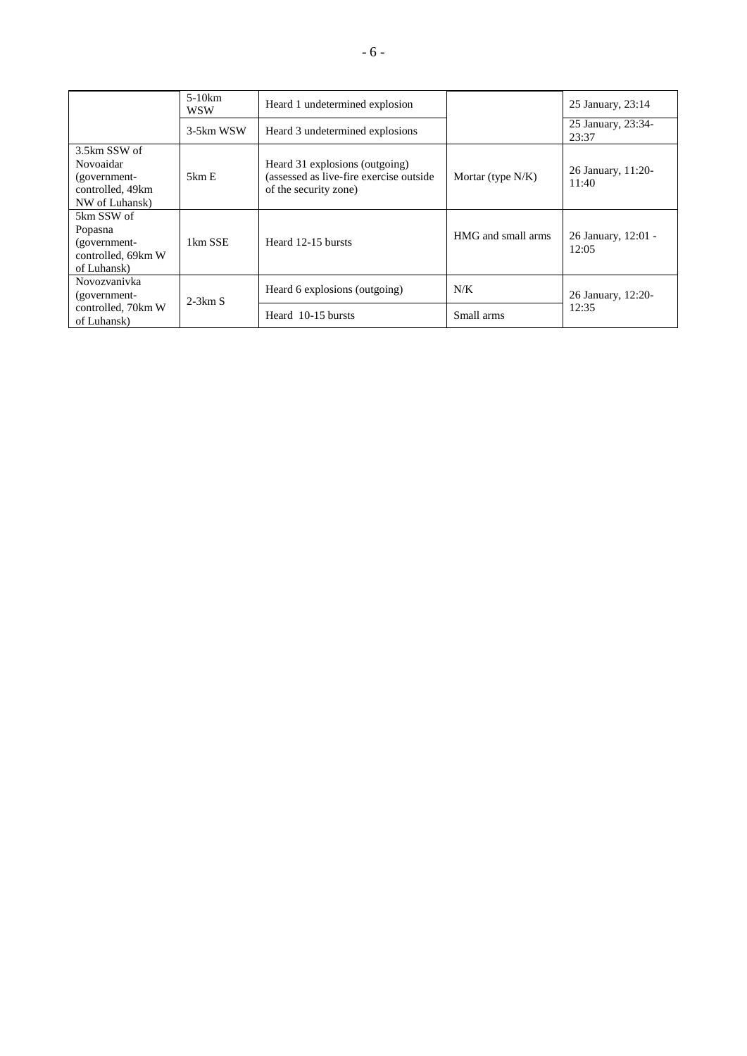|  |  |  |  |  |
|---|---|---|---|---|
|  | 5-10km WSW | Heard 1 undetermined explosion |  | 25 January, 23:14 |
|  | 3-5km WSW | Heard 3 undetermined explosions |  | 25 January, 23:34-23:37 |
| 3.5km SSW of Novoaidar (government-controlled, 49km NW of Luhansk) | 5km E | Heard 31 explosions (outgoing) (assessed as live-fire exercise outside of the security zone) | Mortar (type N/K) | 26 January, 11:20-11:40 |
| 5km SSW of Popasna (government-controlled, 69km W of Luhansk) | 1km SSE | Heard 12-15 bursts | HMG and small arms | 26 January, 12:01 - 12:05 |
| Novozvanivka (government-controlled, 70km W of Luhansk) | 2-3km S | Heard 6 explosions (outgoing) | N/K | 26 January, 12:20-12:35 |
|  |  | Heard 10-15 bursts | Small arms |  |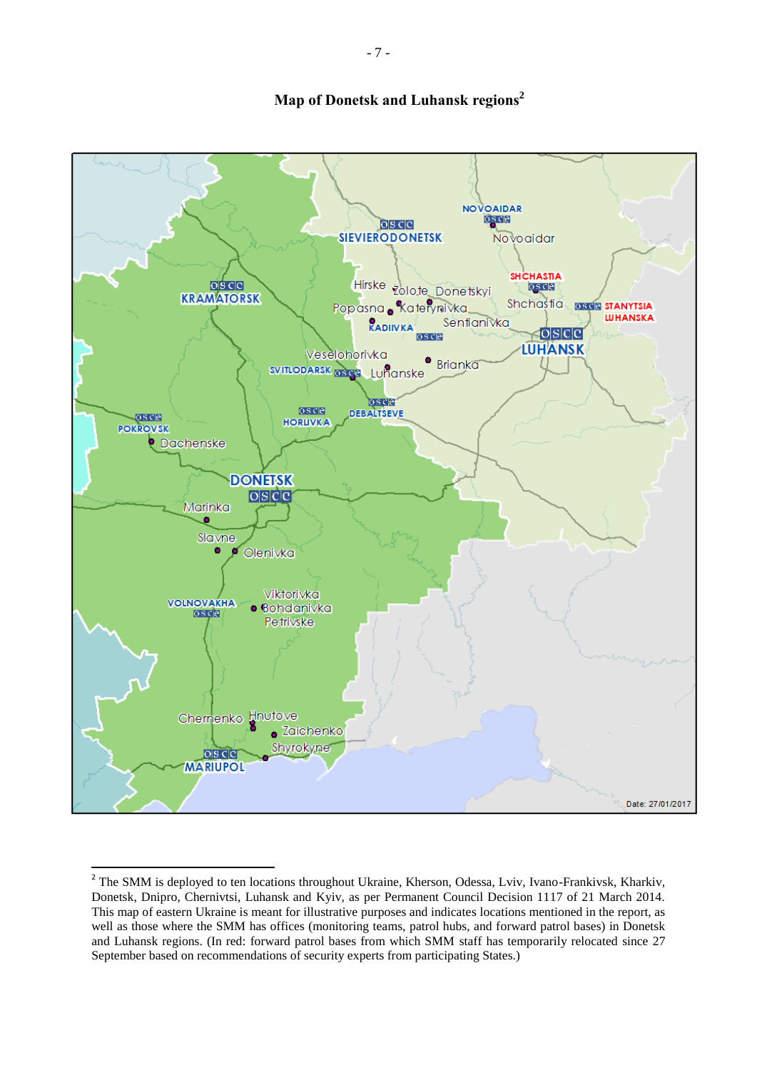**Map of Donetsk and Luhansk regions[2]**

NOVOAIDAR
OSCE
Novoaidar
OSCE
SIEVIERODONETSK
SHCHASTIA
OSCE
Hirske
Zolote
Donetskyi
Popasna
Katerynivka
Shchastia
OSCE
STANYTSIA LUHANSKA
KADIIVKA
OSCE
Sentianivka
OSCE
KRAMATORSK
OSCE
LUHANSK
Veselohorivka
Brianka
SVITLODARSK
OSCE
Luhanske
OSCE
DEBALTSEVE
OSCE
HORLIVKA
OSCE
POKROVSK
Dachenske
DONETSK
OSCE
Marinka
Slavne
Olenivka
Viktorivka
VOLNOVAKHA
OSCE
Bohdanivka
Petrivske
Chermenko
Hnutove
Zaichenko
Shyrokyne
OSCE
MARIUPOL
Date: 27/01/2017

---

[2] The SMM is deployed to ten locations throughout Ukraine, Kherson, Odessa, Lviv, Ivano-Frankivsk, Kharkiv, Donetsk, Dnipro, Chernivtsi, Luhansk and Kyiv, as per Permanent Council Decision 1117 of 21 March 2014. This map of eastern Ukraine is meant for illustrative purposes and indicates locations mentioned in the report, as well as those where the SMM has offices (monitoring teams, patrol hubs, and forward patrol bases) in Donetsk and Luhansk regions. (In red: forward patrol bases from which SMM staff has temporarily relocated since 27 September based on recommendations of security experts from participating States.)